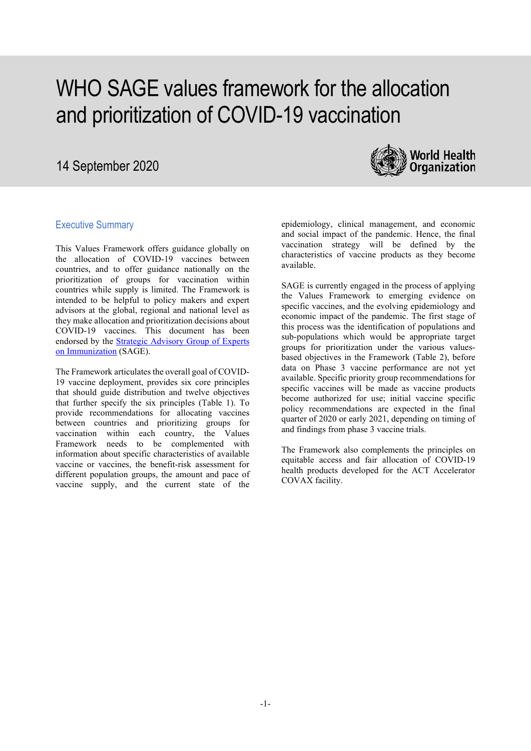# WHO SAGE values framework for the allocation and prioritization of COVID-19 vaccination

14 September 2020

## Executive Summary

This Values Framework offers guidance globally on the allocation of COVID-19 vaccines between countries, and to offer guidance nationally on the prioritization of groups for vaccination within countries while supply is limited. The Framework is intended to be helpful to policy makers and expert advisors at the global, regional and national level as they make allocation and prioritization decisions about COVID-19 vaccines. This document has been endorsed by the Strategic Advisory Group of Experts on Immunization (SAGE).

The Framework articulates the overall goal of COVID-19 vaccine deployment, provides six core principles that should guide distribution and twelve objectives that further specify the six principles (Table 1). To provide recommendations for allocating vaccines between countries and prioritizing groups for vaccination within each country, the Values Framework needs to be complemented with information about specific characteristics of available vaccine or vaccines, the benefit-risk assessment for different population groups, the amount and pace of vaccine supply, and the current state of the epidemiology, clinical management, and economic and social impact of the pandemic. Hence, the final vaccination strategy will be defined by the characteristics of vaccine products as they become available.

SAGE is currently engaged in the process of applying the Values Framework to emerging evidence on specific vaccines, and the evolving epidemiology and economic impact of the pandemic. The first stage of this process was the identification of populations and sub-populations which would be appropriate target groups for prioritization under the various values-based objectives in the Framework (Table 2), before data on Phase 3 vaccine performance are not yet available. Specific priority group recommendations for specific vaccines will be made as vaccine products become authorized for use; initial vaccine specific policy recommendations are expected in the final quarter of 2020 or early 2021, depending on timing of and findings from phase 3 vaccine trials.

The Framework also complements the principles on equitable access and fair allocation of COVID-19 health products developed for the ACT Accelerator COVAX facility.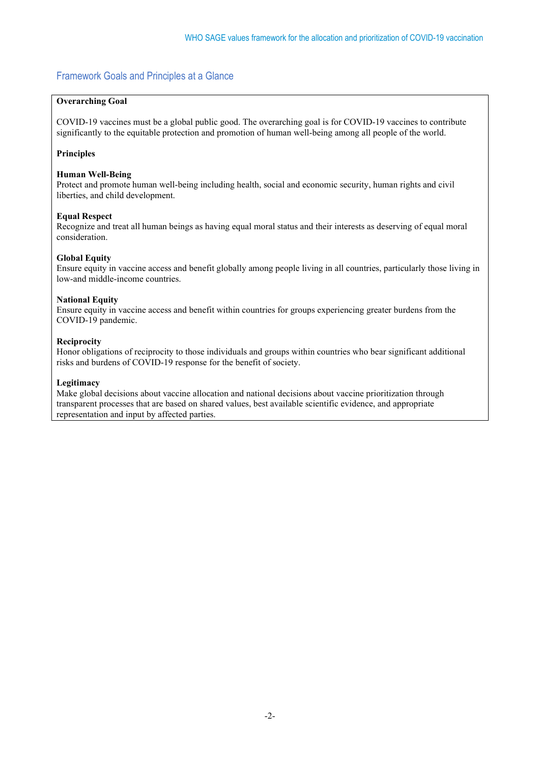## Framework Goals and Principles at a Glance

**Overarching Goal**

COVID-19 vaccines must be a global public good. The overarching goal is for COVID-19 vaccines to contribute significantly to the equitable protection and promotion of human well-being among all people of the world.

**Principles**

**Human Well-Being**
Protect and promote human well-being including health, social and economic security, human rights and civil liberties, and child development.

**Equal Respect**
Recognize and treat all human beings as having equal moral status and their interests as deserving of equal moral consideration.

**Global Equity**
Ensure equity in vaccine access and benefit globally among people living in all countries, particularly those living in low-and middle-income countries.

**National Equity**
Ensure equity in vaccine access and benefit within countries for groups experiencing greater burdens from the COVID-19 pandemic.

**Reciprocity**
Honor obligations of reciprocity to those individuals and groups within countries who bear significant additional risks and burdens of COVID-19 response for the benefit of society.

**Legitimacy**
Make global decisions about vaccine allocation and national decisions about vaccine prioritization through transparent processes that are based on shared values, best available scientific evidence, and appropriate representation and input by affected parties.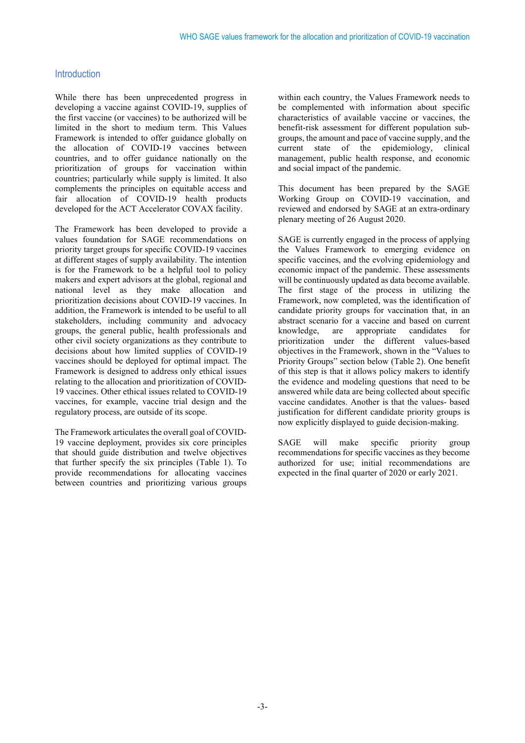## Introduction

While there has been unprecedented progress in developing a vaccine against COVID-19, supplies of the first vaccine (or vaccines) to be authorized will be limited in the short to medium term. This Values Framework is intended to offer guidance globally on the allocation of COVID-19 vaccines between countries, and to offer guidance nationally on the prioritization of groups for vaccination within countries; particularly while supply is limited. It also complements the principles on equitable access and fair allocation of COVID-19 health products developed for the ACT Accelerator COVAX facility.

The Framework has been developed to provide a values foundation for SAGE recommendations on priority target groups for specific COVID-19 vaccines at different stages of supply availability. The intention is for the Framework to be a helpful tool to policy makers and expert advisors at the global, regional and national level as they make allocation and prioritization decisions about COVID-19 vaccines. In addition, the Framework is intended to be useful to all stakeholders, including community and advocacy groups, the general public, health professionals and other civil society organizations as they contribute to decisions about how limited supplies of COVID-19 vaccines should be deployed for optimal impact. The Framework is designed to address only ethical issues relating to the allocation and prioritization of COVID-19 vaccines. Other ethical issues related to COVID-19 vaccines, for example, vaccine trial design and the regulatory process, are outside of its scope.

The Framework articulates the overall goal of COVID-19 vaccine deployment, provides six core principles that should guide distribution and twelve objectives that further specify the six principles (Table 1). To provide recommendations for allocating vaccines between countries and prioritizing various groups within each country, the Values Framework needs to be complemented with information about specific characteristics of available vaccine or vaccines, the benefit-risk assessment for different population sub-groups, the amount and pace of vaccine supply, and the current state of the epidemiology, clinical management, public health response, and economic and social impact of the pandemic.

This document has been prepared by the SAGE Working Group on COVID-19 vaccination, and reviewed and endorsed by SAGE at an extra-ordinary plenary meeting of 26 August 2020.

SAGE is currently engaged in the process of applying the Values Framework to emerging evidence on specific vaccines, and the evolving epidemiology and economic impact of the pandemic. These assessments will be continuously updated as data become available. The first stage of the process in utilizing the Framework, now completed, was the identification of candidate priority groups for vaccination that, in an abstract scenario for a vaccine and based on current knowledge, are appropriate candidates for prioritization under the different values-based objectives in the Framework, shown in the "Values to Priority Groups" section below (Table 2). One benefit of this step is that it allows policy makers to identify the evidence and modeling questions that need to be answered while data are being collected about specific vaccine candidates. Another is that the values- based justification for different candidate priority groups is now explicitly displayed to guide decision-making.

SAGE will make specific priority group recommendations for specific vaccines as they become authorized for use; initial recommendations are expected in the final quarter of 2020 or early 2021.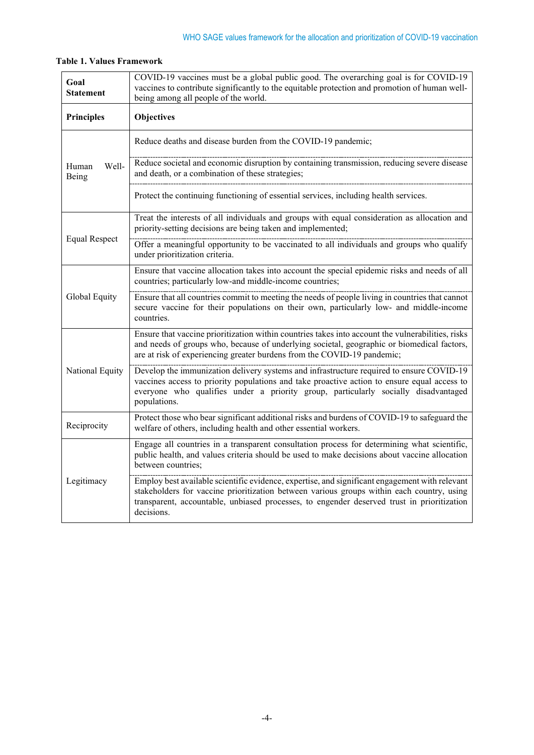**Table 1. Values Framework**

| **Goal Statement** | COVID-19 vaccines must be a global public good. The overarching goal is for COVID-19 vaccines to contribute significantly to the equitable protection and promotion of human well-being among all people of the world. |
|---|---|
| **Principles** | **Objectives** |
| Human Well-Being | Reduce deaths and disease burden from the COVID-19 pandemic; |
| | Reduce societal and economic disruption by containing transmission, reducing severe disease and death, or a combination of these strategies; |
| | Protect the continuing functioning of essential services, including health services. |
| Equal Respect | Treat the interests of all individuals and groups with equal consideration as allocation and priority-setting decisions are being taken and implemented; |
| | Offer a meaningful opportunity to be vaccinated to all individuals and groups who qualify under prioritization criteria. |
| Global Equity | Ensure that vaccine allocation takes into account the special epidemic risks and needs of all countries; particularly low-and middle-income countries; |
| | Ensure that all countries commit to meeting the needs of people living in countries that cannot secure vaccine for their populations on their own, particularly low- and middle-income countries. |
| National Equity | Ensure that vaccine prioritization within countries takes into account the vulnerabilities, risks and needs of groups who, because of underlying societal, geographic or biomedical factors, are at risk of experiencing greater burdens from the COVID-19 pandemic; |
| | Develop the immunization delivery systems and infrastructure required to ensure COVID-19 vaccines access to priority populations and take proactive action to ensure equal access to everyone who qualifies under a priority group, particularly socially disadvantaged populations. |
| Reciprocity | Protect those who bear significant additional risks and burdens of COVID-19 to safeguard the welfare of others, including health and other essential workers. |
| Legitimacy | Engage all countries in a transparent consultation process for determining what scientific, public health, and values criteria should be used to make decisions about vaccine allocation between countries; |
| | Employ best available scientific evidence, expertise, and significant engagement with relevant stakeholders for vaccine prioritization between various groups within each country, using transparent, accountable, unbiased processes, to engender deserved trust in prioritization decisions. |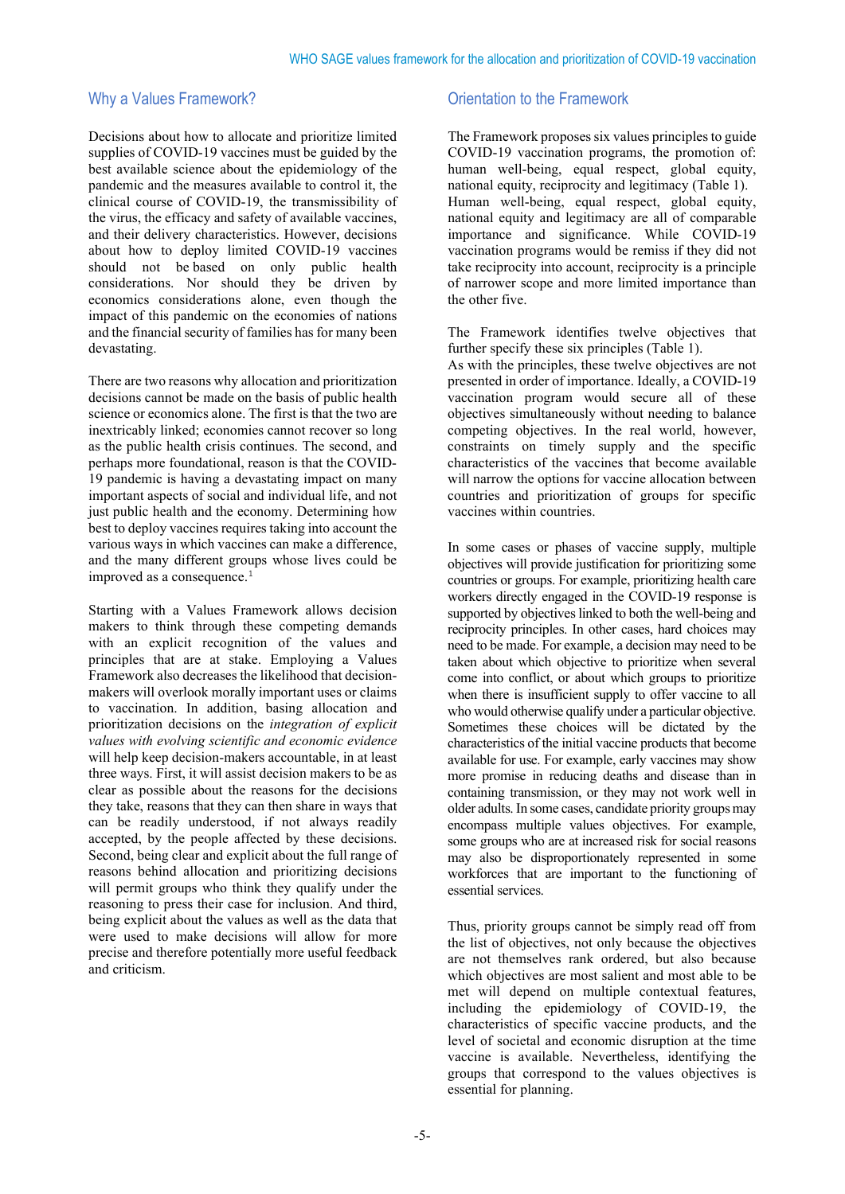## Why a Values Framework?

Decisions about how to allocate and prioritize limited supplies of COVID-19 vaccines must be guided by the best available science about the epidemiology of the pandemic and the measures available to control it, the clinical course of COVID-19, the transmissibility of the virus, the efficacy and safety of available vaccines, and their delivery characteristics. However, decisions about how to deploy limited COVID-19 vaccines should not be based on only public health considerations. Nor should they be driven by economics considerations alone, even though the impact of this pandemic on the economies of nations and the financial security of families has for many been devastating.

There are two reasons why allocation and prioritization decisions cannot be made on the basis of public health science or economics alone. The first is that the two are inextricably linked; economies cannot recover so long as the public health crisis continues. The second, and perhaps more foundational, reason is that the COVID-19 pandemic is having a devastating impact on many important aspects of social and individual life, and not just public health and the economy. Determining how best to deploy vaccines requires taking into account the various ways in which vaccines can make a difference, and the many different groups whose lives could be improved as a consequence.[1]

Starting with a Values Framework allows decision makers to think through these competing demands with an explicit recognition of the values and principles that are at stake. Employing a Values Framework also decreases the likelihood that decision-makers will overlook morally important uses or claims to vaccination. In addition, basing allocation and prioritization decisions on the *integration of explicit values with evolving scientific and economic evidence* will help keep decision-makers accountable, in at least three ways. First, it will assist decision makers to be as clear as possible about the reasons for the decisions they take, reasons that they can then share in ways that can be readily understood, if not always readily accepted, by the people affected by these decisions. Second, being clear and explicit about the full range of reasons behind allocation and prioritizing decisions will permit groups who think they qualify under the reasoning to press their case for inclusion. And third, being explicit about the values as well as the data that were used to make decisions will allow for more precise and therefore potentially more useful feedback and criticism.

## Orientation to the Framework

The Framework proposes six values principles to guide COVID-19 vaccination programs, the promotion of: human well-being, equal respect, global equity, national equity, reciprocity and legitimacy (Table 1). Human well-being, equal respect, global equity, national equity and legitimacy are all of comparable importance and significance. While COVID-19 vaccination programs would be remiss if they did not take reciprocity into account, reciprocity is a principle of narrower scope and more limited importance than the other five.

The Framework identifies twelve objectives that further specify these six principles (Table 1).
As with the principles, these twelve objectives are not presented in order of importance. Ideally, a COVID-19 vaccination program would secure all of these objectives simultaneously without needing to balance competing objectives. In the real world, however, constraints on timely supply and the specific characteristics of the vaccines that become available will narrow the options for vaccine allocation between countries and prioritization of groups for specific vaccines within countries.

In some cases or phases of vaccine supply, multiple objectives will provide justification for prioritizing some countries or groups. For example, prioritizing health care workers directly engaged in the COVID-19 response is supported by objectives linked to both the well-being and reciprocity principles. In other cases, hard choices may need to be made. For example, a decision may need to be taken about which objective to prioritize when several come into conflict, or about which groups to prioritize when there is insufficient supply to offer vaccine to all who would otherwise qualify under a particular objective. Sometimes these choices will be dictated by the characteristics of the initial vaccine products that become available for use. For example, early vaccines may show more promise in reducing deaths and disease than in containing transmission, or they may not work well in older adults. In some cases, candidate priority groups may encompass multiple values objectives. For example, some groups who are at increased risk for social reasons may also be disproportionately represented in some workforces that are important to the functioning of essential services.

Thus, priority groups cannot be simply read off from the list of objectives, not only because the objectives are not themselves rank ordered, but also because which objectives are most salient and most able to be met will depend on multiple contextual features, including the epidemiology of COVID-19, the characteristics of specific vaccine products, and the level of societal and economic disruption at the time vaccine is available. Nevertheless, identifying the groups that correspond to the values objectives is essential for planning.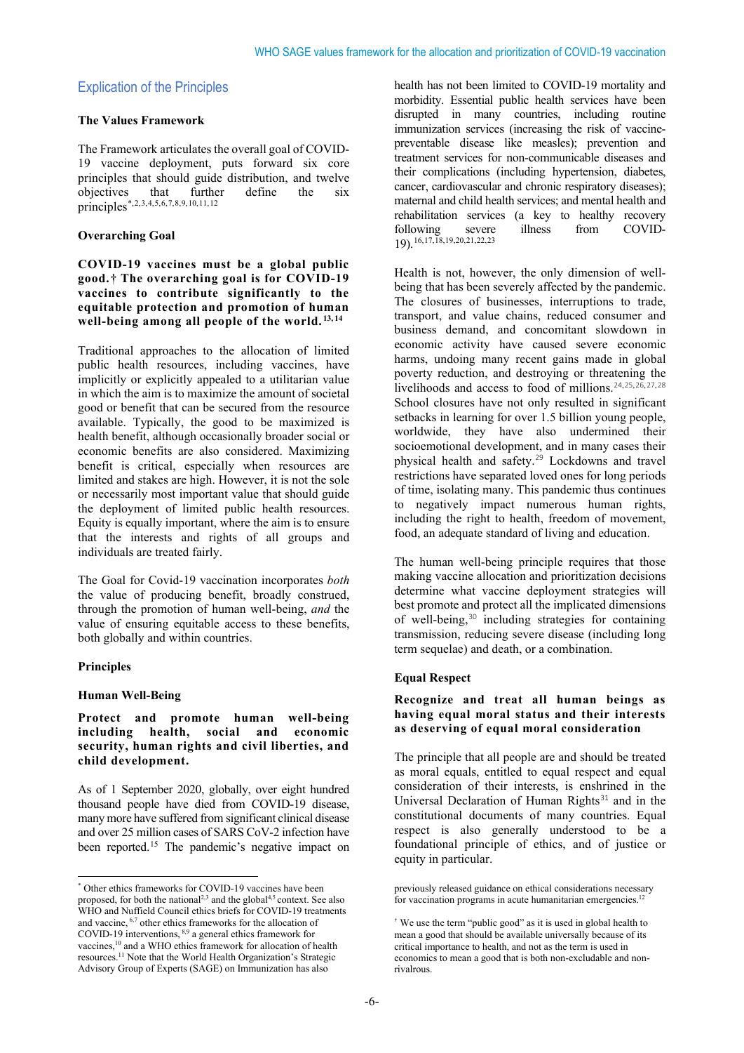## Explication of the Principles

### The Values Framework

The Framework articulates the overall goal of COVID-19 vaccine deployment, puts forward six core principles that should guide distribution, and twelve objectives that further define the six principles[*,2,3,4,5,6,7,8,9,10,11,12]

### Overarching Goal

**COVID-19 vaccines must be a global public good.† The overarching goal is for COVID-19 vaccines to contribute significantly to the equitable protection and promotion of human well-being among all people of the world.[13,14]**

Traditional approaches to the allocation of limited public health resources, including vaccines, have implicitly or explicitly appealed to a utilitarian value in which the aim is to maximize the amount of societal good or benefit that can be secured from the resource available. Typically, the good to be maximized is health benefit, although occasionally broader social or economic benefits are also considered. Maximizing benefit is critical, especially when resources are limited and stakes are high. However, it is not the sole or necessarily most important value that should guide the deployment of limited public health resources. Equity is equally important, where the aim is to ensure that the interests and rights of all groups and individuals are treated fairly.

The Goal for Covid-19 vaccination incorporates *both* the value of producing benefit, broadly construed, through the promotion of human well-being, *and* the value of ensuring equitable access to these benefits, both globally and within countries.

### Principles

#### Human Well-Being

**Protect and promote human well-being including health, social and economic security, human rights and civil liberties, and child development.**

As of 1 September 2020, globally, over eight hundred thousand people have died from COVID-19 disease, many more have suffered from significant clinical disease and over 25 million cases of SARS CoV-2 infection have been reported.[15] The pandemic's negative impact on health has not been limited to COVID-19 mortality and morbidity. Essential public health services have been disrupted in many countries, including routine immunization services (increasing the risk of vaccine-preventable disease like measles); prevention and treatment services for non-communicable diseases and their complications (including hypertension, diabetes, cancer, cardiovascular and chronic respiratory diseases); maternal and child health services; and mental health and rehabilitation services (a key to healthy recovery following severe illness from COVID-19).[16,17,18,19,20,21,22,23]

Health is not, however, the only dimension of well-being that has been severely affected by the pandemic. The closures of businesses, interruptions to trade, transport, and value chains, reduced consumer and business demand, and concomitant slowdown in economic activity have caused severe economic harms, undoing many recent gains made in global poverty reduction, and destroying or threatening the livelihoods and access to food of millions.[24,25,26,27,28] School closures have not only resulted in significant setbacks in learning for over 1.5 billion young people, worldwide, they have also undermined their socioemotional development, and in many cases their physical health and safety.[29] Lockdowns and travel restrictions have separated loved ones for long periods of time, isolating many. This pandemic thus continues to negatively impact numerous human rights, including the right to health, freedom of movement, food, an adequate standard of living and education.

The human well-being principle requires that those making vaccine allocation and prioritization decisions determine what vaccine deployment strategies will best promote and protect all the implicated dimensions of well-being,[30] including strategies for containing transmission, reducing severe disease (including long term sequelae) and death, or a combination.

#### Equal Respect

**Recognize and treat all human beings as having equal moral status and their interests as deserving of equal moral consideration**

The principle that all people are and should be treated as moral equals, entitled to equal respect and equal consideration of their interests, is enshrined in the Universal Declaration of Human Rights[31] and in the constitutional documents of many countries. Equal respect is also generally understood to be a foundational principle of ethics, and of justice or equity in particular.

---

* Other ethics frameworks for COVID-19 vaccines have been proposed, for both the national[2,3] and the global[4,5] context. See also WHO and Nuffield Council ethics briefs for COVID-19 treatments and vaccine,[6,7] other ethics frameworks for the allocation of COVID-19 interventions,[8,9] a general ethics framework for vaccines,[10] and a WHO ethics framework for allocation of health resources.[11] Note that the World Health Organization's Strategic Advisory Group of Experts (SAGE) on Immunization has also previously released guidance on ethical considerations necessary for vaccination programs in acute humanitarian emergencies.[12]

† We use the term "public good" as it is used in global health to mean a good that should be available universally because of its critical importance to health, and not as the term is used in economics to mean a good that is both non-excludable and non-rivalrous.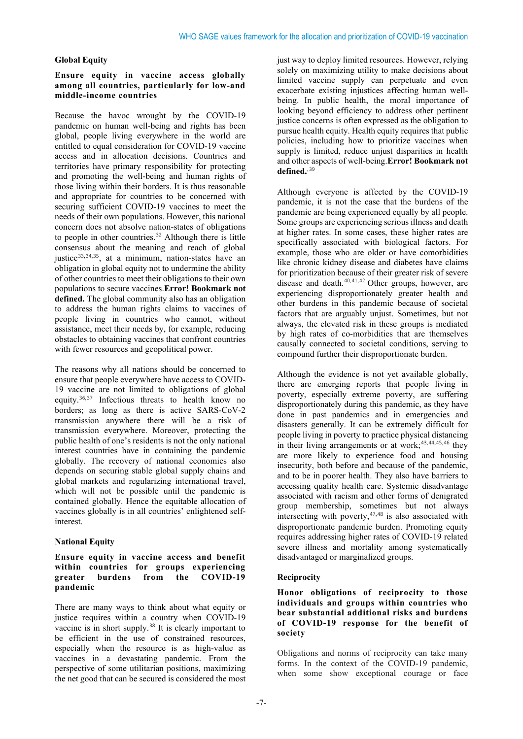## Global Equity

**Ensure equity in vaccine access globally among all countries, particularly for low-and middle-income countries**

Because the havoc wrought by the COVID-19 pandemic on human well-being and rights has been global, people living everywhere in the world are entitled to equal consideration for COVID-19 vaccine access and in allocation decisions. Countries and territories have primary responsibility for protecting and promoting the well-being and human rights of those living within their borders. It is thus reasonable and appropriate for countries to be concerned with securing sufficient COVID-19 vaccines to meet the needs of their own populations. However, this national concern does not absolve nation-states of obligations to people in other countries.[32] Although there is little consensus about the meaning and reach of global justice[33,34,35], at a minimum, nation-states have an obligation in global equity not to undermine the ability of other countries to meet their obligations to their own populations to secure vaccines.**Error! Bookmark not defined.** The global community also has an obligation to address the human rights claims to vaccines of people living in countries who cannot, without assistance, meet their needs by, for example, reducing obstacles to obtaining vaccines that confront countries with fewer resources and geopolitical power.

The reasons why all nations should be concerned to ensure that people everywhere have access to COVID-19 vaccine are not limited to obligations of global equity.[36,37] Infectious threats to health know no borders; as long as there is active SARS-CoV-2 transmission anywhere there will be a risk of transmission everywhere. Moreover, protecting the public health of one's residents is not the only national interest countries have in containing the pandemic globally. The recovery of national economies also depends on securing stable global supply chains and global markets and regularizing international travel, which will not be possible until the pandemic is contained globally. Hence the equitable allocation of vaccines globally is in all countries' enlightened self-interest.

## National Equity

**Ensure equity in vaccine access and benefit within countries for groups experiencing greater burdens from the COVID-19 pandemic**

There are many ways to think about what equity or justice requires within a country when COVID-19 vaccine is in short supply.[38] It is clearly important to be efficient in the use of constrained resources, especially when the resource is as high-value as vaccines in a devastating pandemic. From the perspective of some utilitarian positions, maximizing the net good that can be secured is considered the most just way to deploy limited resources. However, relying solely on maximizing utility to make decisions about limited vaccine supply can perpetuate and even exacerbate existing injustices affecting human well-being. In public health, the moral importance of looking beyond efficiency to address other pertinent justice concerns is often expressed as the obligation to pursue health equity. Health equity requires that public policies, including how to prioritize vaccines when supply is limited, reduce unjust disparities in health and other aspects of well-being.**Error! Bookmark not defined.**[39]

Although everyone is affected by the COVID-19 pandemic, it is not the case that the burdens of the pandemic are being experienced equally by all people. Some groups are experiencing serious illness and death at higher rates. In some cases, these higher rates are specifically associated with biological factors. For example, those who are older or have comorbidities like chronic kidney disease and diabetes have claims for prioritization because of their greater risk of severe disease and death.[40,41,42] Other groups, however, are experiencing disproportionately greater health and other burdens in this pandemic because of societal factors that are arguably unjust. Sometimes, but not always, the elevated risk in these groups is mediated by high rates of co-morbidities that are themselves causally connected to societal conditions, serving to compound further their disproportionate burden.

Although the evidence is not yet available globally, there are emerging reports that people living in poverty, especially extreme poverty, are suffering disproportionately during this pandemic, as they have done in past pandemics and in emergencies and disasters generally. It can be extremely difficult for people living in poverty to practice physical distancing in their living arrangements or at work;[43,44,45,46] they are more likely to experience food and housing insecurity, both before and because of the pandemic, and to be in poorer health. They also have barriers to accessing quality health care. Systemic disadvantage associated with racism and other forms of denigrated group membership, sometimes but not always intersecting with poverty,[47,48] is also associated with disproportionate pandemic burden. Promoting equity requires addressing higher rates of COVID-19 related severe illness and mortality among systematically disadvantaged or marginalized groups.

## Reciprocity

**Honor obligations of reciprocity to those individuals and groups within countries who bear substantial additional risks and burdens of COVID-19 response for the benefit of society**

Obligations and norms of reciprocity can take many forms. In the context of the COVID-19 pandemic, when some show exceptional courage or face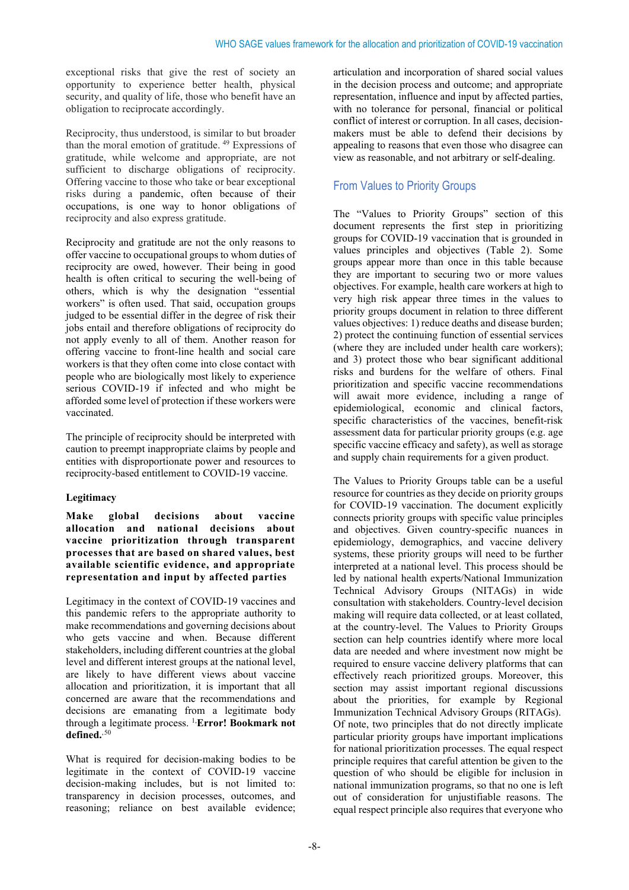exceptional risks that give the rest of society an opportunity to experience better health, physical security, and quality of life, those who benefit have an obligation to reciprocate accordingly.

Reciprocity, thus understood, is similar to but broader than the moral emotion of gratitude. [49] Expressions of gratitude, while welcome and appropriate, are not sufficient to discharge obligations of reciprocity. Offering vaccine to those who take or bear exceptional risks during a pandemic, often because of their occupations, is one way to honor obligations of reciprocity and also express gratitude.

Reciprocity and gratitude are not the only reasons to offer vaccine to occupational groups to whom duties of reciprocity are owed, however. Their being in good health is often critical to securing the well-being of others, which is why the designation "essential workers" is often used. That said, occupation groups judged to be essential differ in the degree of risk their jobs entail and therefore obligations of reciprocity do not apply evenly to all of them. Another reason for offering vaccine to front-line health and social care workers is that they often come into close contact with people who are biologically most likely to experience serious COVID-19 if infected and who might be afforded some level of protection if these workers were vaccinated.

The principle of reciprocity should be interpreted with caution to preempt inappropriate claims by people and entities with disproportionate power and resources to reciprocity-based entitlement to COVID-19 vaccine.

**Legitimacy**

**Make global decisions about vaccine allocation and national decisions about vaccine prioritization through transparent processes that are based on shared values, best available scientific evidence, and appropriate representation and input by affected parties**

Legitimacy in the context of COVID-19 vaccines and this pandemic refers to the appropriate authority to make recommendations and governing decisions about who gets vaccine and when. Because different stakeholders, including different countries at the global level and different interest groups at the national level, are likely to have different views about vaccine allocation and prioritization, it is important that all concerned are aware that the recommendations and decisions are emanating from a legitimate body through a legitimate process. [1,**Error! Bookmark not defined.**,50]

What is required for decision-making bodies to be legitimate in the context of COVID-19 vaccine decision-making includes, but is not limited to: transparency in decision processes, outcomes, and reasoning; reliance on best available evidence; articulation and incorporation of shared social values in the decision process and outcome; and appropriate representation, influence and input by affected parties, with no tolerance for personal, financial or political conflict of interest or corruption. In all cases, decision-makers must be able to defend their decisions by appealing to reasons that even those who disagree can view as reasonable, and not arbitrary or self-dealing.

## From Values to Priority Groups

The "Values to Priority Groups" section of this document represents the first step in prioritizing groups for COVID-19 vaccination that is grounded in values principles and objectives (Table 2). Some groups appear more than once in this table because they are important to securing two or more values objectives. For example, health care workers at high to very high risk appear three times in the values to priority groups document in relation to three different values objectives: 1) reduce deaths and disease burden; 2) protect the continuing function of essential services (where they are included under health care workers); and 3) protect those who bear significant additional risks and burdens for the welfare of others. Final prioritization and specific vaccine recommendations will await more evidence, including a range of epidemiological, economic and clinical factors, specific characteristics of the vaccines, benefit-risk assessment data for particular priority groups (e.g. age specific vaccine efficacy and safety), as well as storage and supply chain requirements for a given product.

The Values to Priority Groups table can be a useful resource for countries as they decide on priority groups for COVID-19 vaccination. The document explicitly connects priority groups with specific value principles and objectives. Given country-specific nuances in epidemiology, demographics, and vaccine delivery systems, these priority groups will need to be further interpreted at a national level. This process should be led by national health experts/National Immunization Technical Advisory Groups (NITAGs) in wide consultation with stakeholders. Country-level decision making will require data collected, or at least collated, at the country-level. The Values to Priority Groups section can help countries identify where more local data are needed and where investment now might be required to ensure vaccine delivery platforms that can effectively reach prioritized groups. Moreover, this section may assist important regional discussions about the priorities, for example by Regional Immunization Technical Advisory Groups (RITAGs). Of note, two principles that do not directly implicate particular priority groups have important implications for national prioritization processes. The equal respect principle requires that careful attention be given to the question of who should be eligible for inclusion in national immunization programs, so that no one is left out of consideration for unjustifiable reasons. The equal respect principle also requires that everyone who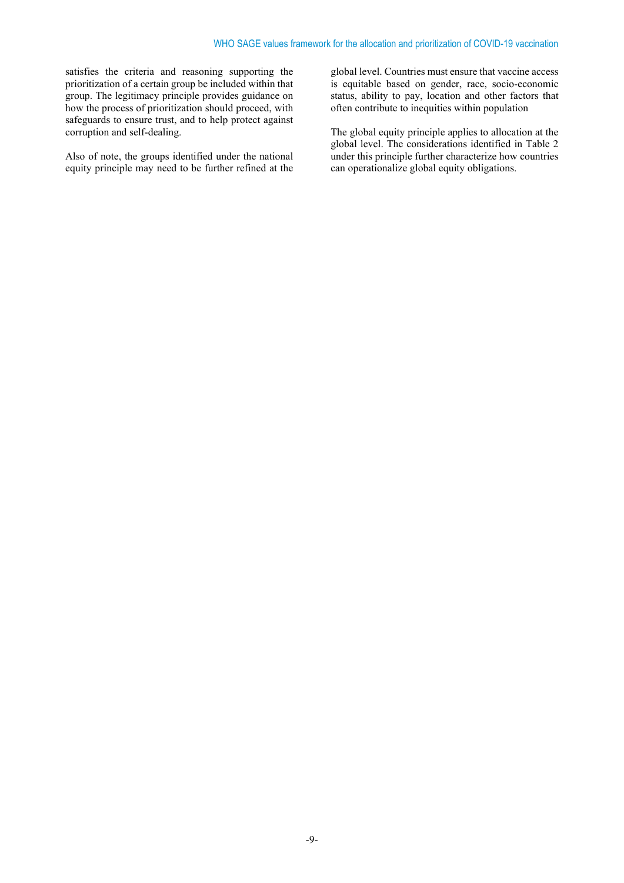satisfies the criteria and reasoning supporting the prioritization of a certain group be included within that group. The legitimacy principle provides guidance on how the process of prioritization should proceed, with safeguards to ensure trust, and to help protect against corruption and self-dealing.

Also of note, the groups identified under the national equity principle may need to be further refined at the global level. Countries must ensure that vaccine access is equitable based on gender, race, socio-economic status, ability to pay, location and other factors that often contribute to inequities within population

The global equity principle applies to allocation at the global level. The considerations identified in Table 2 under this principle further characterize how countries can operationalize global equity obligations.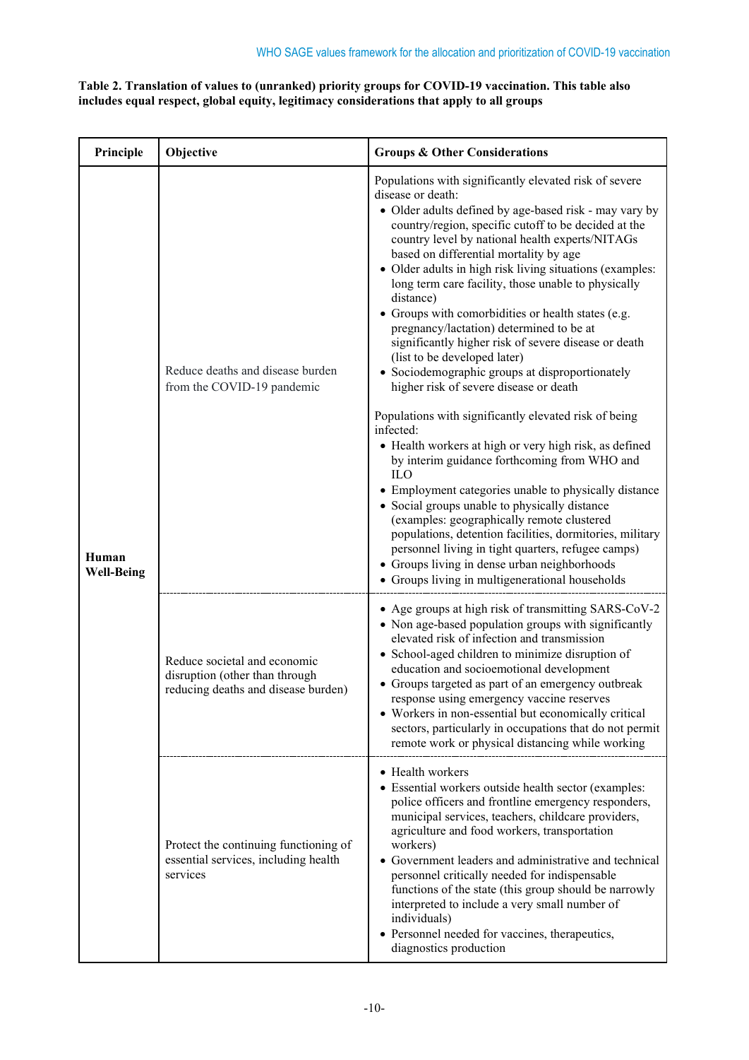**Table 2. Translation of values to (unranked) priority groups for COVID-19 vaccination. This table also includes equal respect, global equity, legitimacy considerations that apply to all groups**

| Principle | Objective | Groups & Other Considerations |
|---|---|---|
| **Human Well-Being** | Reduce deaths and disease burden from the COVID-19 pandemic | Populations with significantly elevated risk of severe disease or death:<br>• Older adults defined by age-based risk - may vary by country/region, specific cutoff to be decided at the country level by national health experts/NITAGs based on differential mortality by age<br>• Older adults in high risk living situations (examples: long term care facility, those unable to physically distance)<br>• Groups with comorbidities or health states (e.g. pregnancy/lactation) determined to be at significantly higher risk of severe disease or death (list to be developed later)<br>• Sociodemographic groups at disproportionately higher risk of severe disease or death<br><br>Populations with significantly elevated risk of being infected:<br>• Health workers at high or very high risk, as defined by interim guidance forthcoming from WHO and ILO<br>• Employment categories unable to physically distance<br>• Social groups unable to physically distance (examples: geographically remote clustered populations, detention facilities, dormitories, military personnel living in tight quarters, refugee camps)<br>• Groups living in dense urban neighborhoods<br>• Groups living in multigenerational households |
| | Reduce societal and economic disruption (other than through reducing deaths and disease burden) | • Age groups at high risk of transmitting SARS-CoV-2<br>• Non age-based population groups with significantly elevated risk of infection and transmission<br>• School-aged children to minimize disruption of education and socioemotional development<br>• Groups targeted as part of an emergency outbreak response using emergency vaccine reserves<br>• Workers in non-essential but economically critical sectors, particularly in occupations that do not permit remote work or physical distancing while working |
| | Protect the continuing functioning of essential services, including health services | • Health workers<br>• Essential workers outside health sector (examples: police officers and frontline emergency responders, municipal services, teachers, childcare providers, agriculture and food workers, transportation workers)<br>• Government leaders and administrative and technical personnel critically needed for indispensable functions of the state (this group should be narrowly interpreted to include a very small number of individuals)<br>• Personnel needed for vaccines, therapeutics, diagnostics production |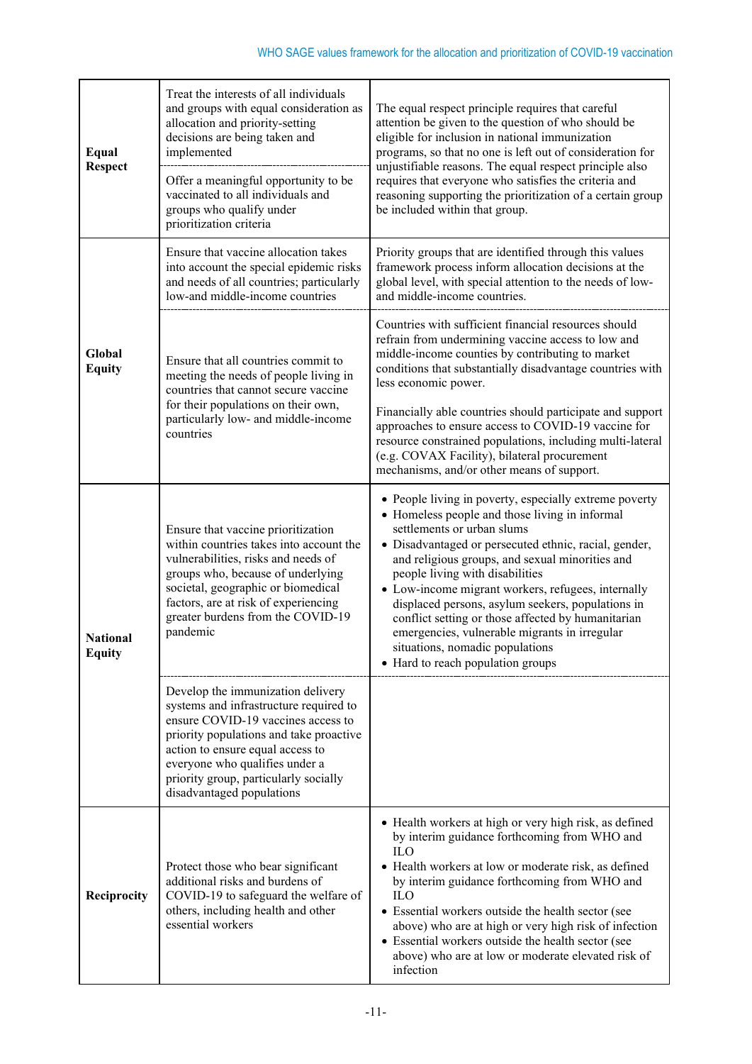| | | |
|---|---|---|
| **Equal Respect** | Treat the interests of all individuals and groups with equal consideration as allocation and priority-setting decisions are being taken and implemented | The equal respect principle requires that careful attention be given to the question of who should be eligible for inclusion in national immunization programs, so that no one is left out of consideration for unjustifiable reasons. The equal respect principle also requires that everyone who satisfies the criteria and reasoning supporting the prioritization of a certain group be included within that group. |
| | Offer a meaningful opportunity to be vaccinated to all individuals and groups who qualify under prioritization criteria | |
| **Global Equity** | Ensure that vaccine allocation takes into account the special epidemic risks and needs of all countries; particularly low-and middle-income countries | Priority groups that are identified through this values framework process inform allocation decisions at the global level, with special attention to the needs of low- and middle-income countries. |
| | Ensure that all countries commit to meeting the needs of people living in countries that cannot secure vaccine for their populations on their own, particularly low- and middle-income countries | Countries with sufficient financial resources should refrain from undermining vaccine access to low and middle-income counties by contributing to market conditions that substantially disadvantage countries with less economic power.<br><br>Financially able countries should participate and support approaches to ensure access to COVID-19 vaccine for resource constrained populations, including multi-lateral (e.g. COVAX Facility), bilateral procurement mechanisms, and/or other means of support. |
| **National Equity** | Ensure that vaccine prioritization within countries takes into account the vulnerabilities, risks and needs of groups who, because of underlying societal, geographic or biomedical factors, are at risk of experiencing greater burdens from the COVID-19 pandemic | • People living in poverty, especially extreme poverty<br>• Homeless people and those living in informal settlements or urban slums<br>• Disadvantaged or persecuted ethnic, racial, gender, and religious groups, and sexual minorities and people living with disabilities<br>• Low-income migrant workers, refugees, internally displaced persons, asylum seekers, populations in conflict setting or those affected by humanitarian emergencies, vulnerable migrants in irregular situations, nomadic populations<br>• Hard to reach population groups |
| | Develop the immunization delivery systems and infrastructure required to ensure COVID-19 vaccines access to priority populations and take proactive action to ensure equal access to everyone who qualifies under a priority group, particularly socially disadvantaged populations | |
| **Reciprocity** | Protect those who bear significant additional risks and burdens of COVID-19 to safeguard the welfare of others, including health and other essential workers | • Health workers at high or very high risk, as defined by interim guidance forthcoming from WHO and ILO<br>• Health workers at low or moderate risk, as defined by interim guidance forthcoming from WHO and ILO<br>• Essential workers outside the health sector (see above) who are at high or very high risk of infection<br>• Essential workers outside the health sector (see above) who are at low or moderate elevated risk of infection |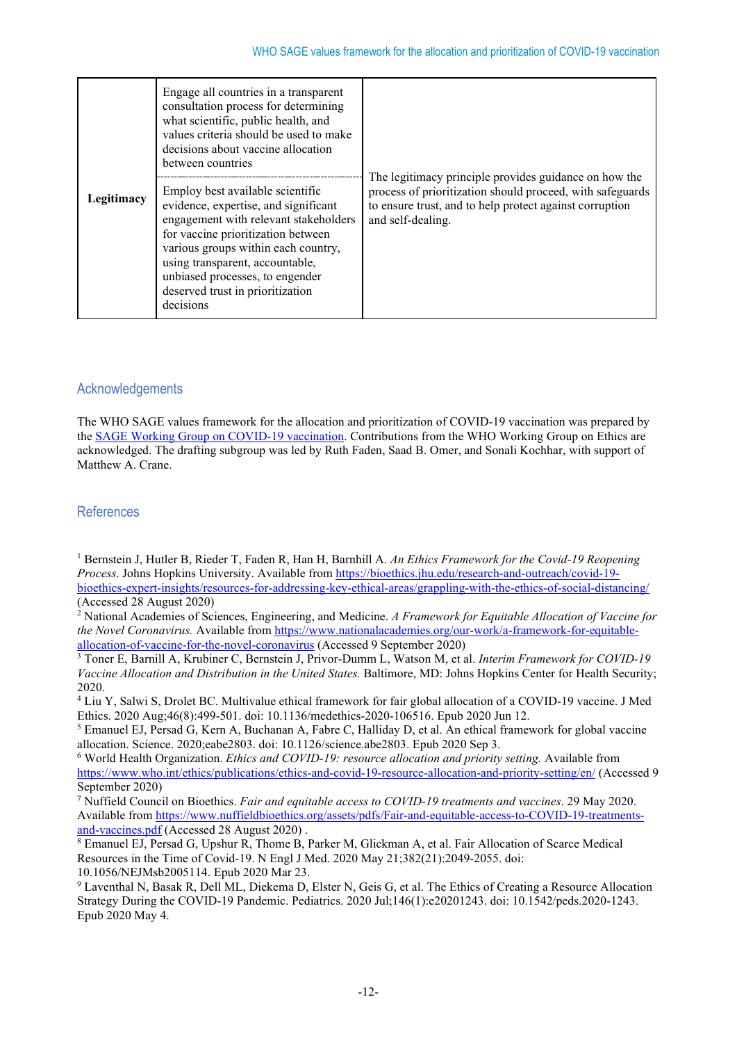| | | |
|---|---|---|
| **Legitimacy** | Engage all countries in a transparent consultation process for determining what scientific, public health, and values criteria should be used to make decisions about vaccine allocation between countries | The legitimacy principle provides guidance on how the process of prioritization should proceed, with safeguards to ensure trust, and to help protect against corruption and self-dealing. |
| | Employ best available scientific evidence, expertise, and significant engagement with relevant stakeholders for vaccine prioritization between various groups within each country, using transparent, accountable, unbiased processes, to engender deserved trust in prioritization decisions | |

## Acknowledgements

The WHO SAGE values framework for the allocation and prioritization of COVID-19 vaccination was prepared by the SAGE Working Group on COVID-19 vaccination. Contributions from the WHO Working Group on Ethics are acknowledged. The drafting subgroup was led by Ruth Faden, Saad B. Omer, and Sonali Kochhar, with support of Matthew A. Crane.

## References

[1] Bernstein J, Hutler B, Rieder T, Faden R, Han H, Barnhill A. *An Ethics Framework for the Covid-19 Reopening Process*. Johns Hopkins University. Available from https://bioethics.jhu.edu/research-and-outreach/covid-19-bioethics-expert-insights/resources-for-addressing-key-ethical-areas/grappling-with-the-ethics-of-social-distancing/ (Accessed 28 August 2020)

[2] National Academies of Sciences, Engineering, and Medicine. *A Framework for Equitable Allocation of Vaccine for the Novel Coronavirus.* Available from https://www.nationalacademies.org/our-work/a-framework-for-equitable-allocation-of-vaccine-for-the-novel-coronavirus (Accessed 9 September 2020)

[3] Toner E, Barnill A, Krubiner C, Bernstein J, Privor-Dumm L, Watson M, et al. *Interim Framework for COVID-19 Vaccine Allocation and Distribution in the United States.* Baltimore, MD: Johns Hopkins Center for Health Security; 2020.

[4] Liu Y, Salwi S, Drolet BC. Multivalue ethical framework for fair global allocation of a COVID-19 vaccine. J Med Ethics. 2020 Aug;46(8):499-501. doi: 10.1136/medethics-2020-106516. Epub 2020 Jun 12.

[5] Emanuel EJ, Persad G, Kern A, Buchanan A, Fabre C, Halliday D, et al. An ethical framework for global vaccine allocation. Science. 2020;eabe2803. doi: 10.1126/science.abe2803. Epub 2020 Sep 3.

[6] World Health Organization. *Ethics and COVID-19: resource allocation and priority setting.* Available from https://www.who.int/ethics/publications/ethics-and-covid-19-resource-allocation-and-priority-setting/en/ (Accessed 9 September 2020)

[7] Nuffield Council on Bioethics. *Fair and equitable access to COVID-19 treatments and vaccines*. 29 May 2020. Available from https://www.nuffieldbioethics.org/assets/pdfs/Fair-and-equitable-access-to-COVID-19-treatments-and-vaccines.pdf (Accessed 28 August 2020) .

[8] Emanuel EJ, Persad G, Upshur R, Thome B, Parker M, Glickman A, et al. Fair Allocation of Scarce Medical Resources in the Time of Covid-19. N Engl J Med. 2020 May 21;382(21):2049-2055. doi: 10.1056/NEJMsb2005114. Epub 2020 Mar 23.

[9] Laventhal N, Basak R, Dell ML, Diekema D, Elster N, Geis G, et al. The Ethics of Creating a Resource Allocation Strategy During the COVID-19 Pandemic. Pediatrics. 2020 Jul;146(1):e20201243. doi: 10.1542/peds.2020-1243. Epub 2020 May 4.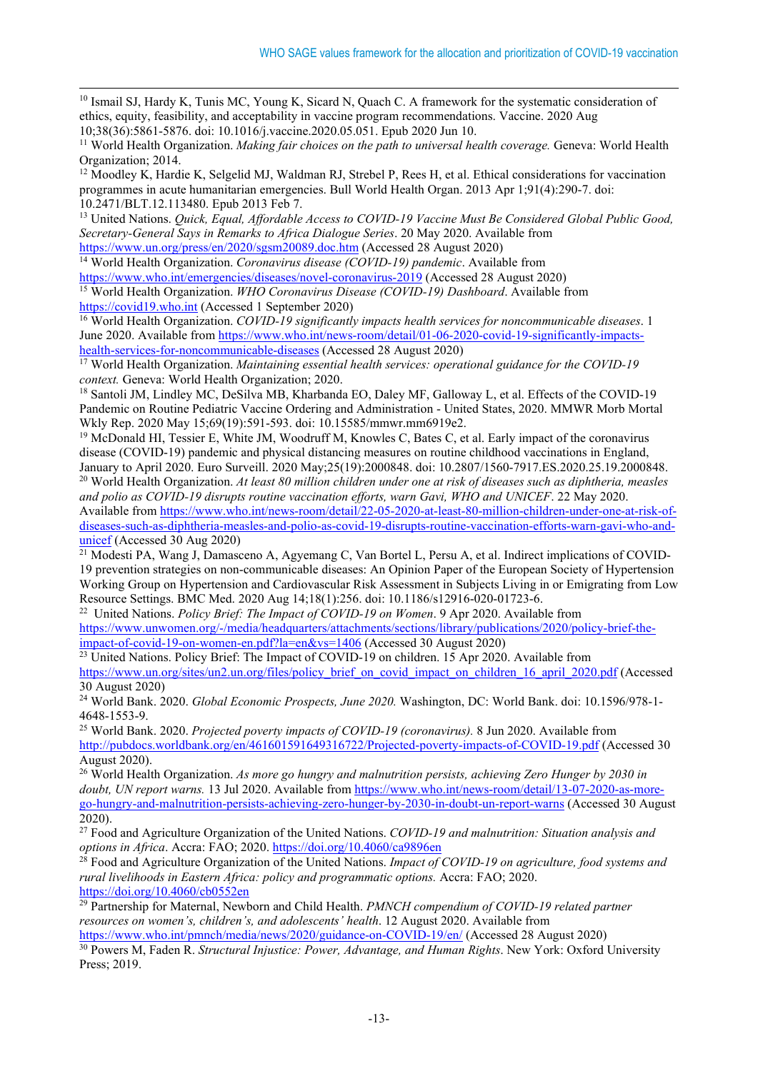[10] Ismail SJ, Hardy K, Tunis MC, Young K, Sicard N, Quach C. A framework for the systematic consideration of ethics, equity, feasibility, and acceptability in vaccine program recommendations. Vaccine. 2020 Aug 10;38(36):5861-5876. doi: 10.1016/j.vaccine.2020.05.051. Epub 2020 Jun 10.

[11] World Health Organization. *Making fair choices on the path to universal health coverage.* Geneva: World Health Organization; 2014.

[12] Moodley K, Hardie K, Selgelid MJ, Waldman RJ, Strebel P, Rees H, et al. Ethical considerations for vaccination programmes in acute humanitarian emergencies. Bull World Health Organ. 2013 Apr 1;91(4):290-7. doi: 10.2471/BLT.12.113480. Epub 2013 Feb 7.

[13] United Nations. *Quick, Equal, Affordable Access to COVID-19 Vaccine Must Be Considered Global Public Good, Secretary-General Says in Remarks to Africa Dialogue Series*. 20 May 2020. Available from https://www.un.org/press/en/2020/sgsm20089.doc.htm (Accessed 28 August 2020)

[14] World Health Organization. *Coronavirus disease (COVID-19) pandemic*. Available from https://www.who.int/emergencies/diseases/novel-coronavirus-2019 (Accessed 28 August 2020)

[15] World Health Organization. *WHO Coronavirus Disease (COVID-19) Dashboard*. Available from https://covid19.who.int (Accessed 1 September 2020)

[16] World Health Organization. *COVID-19 significantly impacts health services for noncommunicable diseases*. 1 June 2020. Available from https://www.who.int/news-room/detail/01-06-2020-covid-19-significantly-impacts-health-services-for-noncommunicable-diseases (Accessed 28 August 2020)

[17] World Health Organization. *Maintaining essential health services: operational guidance for the COVID-19 context.* Geneva: World Health Organization; 2020.

[18] Santoli JM, Lindley MC, DeSilva MB, Kharbanda EO, Daley MF, Galloway L, et al. Effects of the COVID-19 Pandemic on Routine Pediatric Vaccine Ordering and Administration - United States, 2020. MMWR Morb Mortal Wkly Rep. 2020 May 15;69(19):591-593. doi: 10.15585/mmwr.mm6919e2.

[19] McDonald HI, Tessier E, White JM, Woodruff M, Knowles C, Bates C, et al. Early impact of the coronavirus disease (COVID-19) pandemic and physical distancing measures on routine childhood vaccinations in England, January to April 2020. Euro Surveill. 2020 May;25(19):2000848. doi: 10.2807/1560-7917.ES.2020.25.19.2000848.

[20] World Health Organization. *At least 80 million children under one at risk of diseases such as diphtheria, measles and polio as COVID-19 disrupts routine vaccination efforts, warn Gavi, WHO and UNICEF*. 22 May 2020. Available from https://www.who.int/news-room/detail/22-05-2020-at-least-80-million-children-under-one-at-risk-of-diseases-such-as-diphtheria-measles-and-polio-as-covid-19-disrupts-routine-vaccination-efforts-warn-gavi-who-and-unicef (Accessed 30 Aug 2020)

[21] Modesti PA, Wang J, Damasceno A, Agyemang C, Van Bortel L, Persu A, et al. Indirect implications of COVID-19 prevention strategies on non-communicable diseases: An Opinion Paper of the European Society of Hypertension Working Group on Hypertension and Cardiovascular Risk Assessment in Subjects Living in or Emigrating from Low Resource Settings. BMC Med. 2020 Aug 14;18(1):256. doi: 10.1186/s12916-020-01723-6.

[22] United Nations. *Policy Brief: The Impact of COVID-19 on Women*. 9 Apr 2020. Available from https://www.unwomen.org/-/media/headquarters/attachments/sections/library/publications/2020/policy-brief-the-impact-of-covid-19-on-women-en.pdf?la=en&vs=1406 (Accessed 30 August 2020)

[23] United Nations. Policy Brief: The Impact of COVID-19 on children. 15 Apr 2020. Available from https://www.un.org/sites/un2.un.org/files/policy_brief_on_covid_impact_on_children_16_april_2020.pdf (Accessed 30 August 2020)

[24] World Bank. 2020. *Global Economic Prospects, June 2020.* Washington, DC: World Bank. doi: 10.1596/978-1-4648-1553-9.

[25] World Bank. 2020. *Projected poverty impacts of COVID-19 (coronavirus).* 8 Jun 2020. Available from http://pubdocs.worldbank.org/en/461601591649316722/Projected-poverty-impacts-of-COVID-19.pdf (Accessed 30 August 2020).

[26] World Health Organization. *As more go hungry and malnutrition persists, achieving Zero Hunger by 2030 in doubt, UN report warns.* 13 Jul 2020. Available from https://www.who.int/news-room/detail/13-07-2020-as-more-go-hungry-and-malnutrition-persists-achieving-zero-hunger-by-2030-in-doubt-un-report-warns (Accessed 30 August 2020).

[27] Food and Agriculture Organization of the United Nations. *COVID-19 and malnutrition: Situation analysis and options in Africa*. Accra: FAO; 2020. https://doi.org/10.4060/ca9896en

[28] Food and Agriculture Organization of the United Nations. *Impact of COVID-19 on agriculture, food systems and rural livelihoods in Eastern Africa: policy and programmatic options.* Accra: FAO; 2020. https://doi.org/10.4060/cb0552en

[29] Partnership for Maternal, Newborn and Child Health. *PMNCH compendium of COVID-19 related partner resources on women's, children's, and adolescents' health*. 12 August 2020. Available from https://www.who.int/pmnch/media/news/2020/guidance-on-COVID-19/en/ (Accessed 28 August 2020)

[30] Powers M, Faden R. *Structural Injustice: Power, Advantage, and Human Rights*. New York: Oxford University Press; 2019.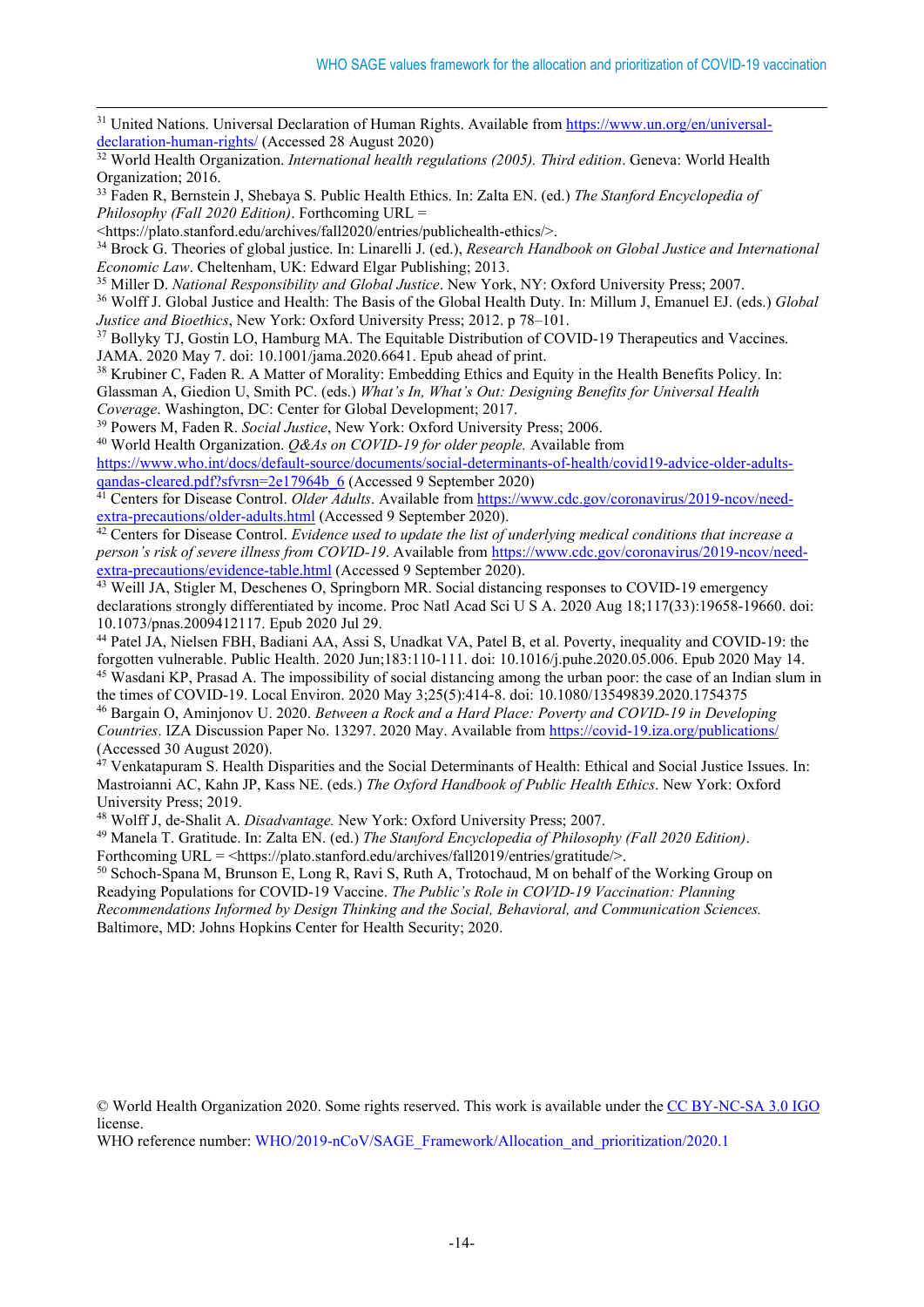[31] United Nations. Universal Declaration of Human Rights. Available from https://www.un.org/en/universal-declaration-human-rights/ (Accessed 28 August 2020)

[32] World Health Organization. *International health regulations (2005). Third edition*. Geneva: World Health Organization; 2016.

[33] Faden R, Bernstein J, Shebaya S. Public Health Ethics. In: Zalta EN. (ed.) *The Stanford Encyclopedia of Philosophy (Fall 2020 Edition)*. Forthcoming URL = <https://plato.stanford.edu/archives/fall2020/entries/publichealth-ethics/>.

[34] Brock G. Theories of global justice. In: Linarelli J. (ed.), *Research Handbook on Global Justice and International Economic Law*. Cheltenham, UK: Edward Elgar Publishing; 2013.

[35] Miller D. *National Responsibility and Global Justice*. New York, NY: Oxford University Press; 2007.

[36] Wolff J. Global Justice and Health: The Basis of the Global Health Duty. In: Millum J, Emanuel EJ. (eds.) *Global Justice and Bioethics*, New York: Oxford University Press; 2012. p 78–101.

[37] Bollyky TJ, Gostin LO, Hamburg MA. The Equitable Distribution of COVID-19 Therapeutics and Vaccines. JAMA. 2020 May 7. doi: 10.1001/jama.2020.6641. Epub ahead of print.

[38] Krubiner C, Faden R. A Matter of Morality: Embedding Ethics and Equity in the Health Benefits Policy. In: Glassman A, Giedion U, Smith PC. (eds.) *What's In, What's Out: Designing Benefits for Universal Health Coverage*. Washington, DC: Center for Global Development; 2017.

[39] Powers M, Faden R. *Social Justice*, New York: Oxford University Press; 2006.

[40] World Health Organization. *Q&As on COVID-19 for older people.* Available from https://www.who.int/docs/default-source/documents/social-determinants-of-health/covid19-advice-older-adults-qandas-cleared.pdf?sfvrsn=2e17964b_6 (Accessed 9 September 2020)

[41] Centers for Disease Control. *Older Adults*. Available from https://www.cdc.gov/coronavirus/2019-ncov/need-extra-precautions/older-adults.html (Accessed 9 September 2020)

[42] Centers for Disease Control. *Evidence used to update the list of underlying medical conditions that increase a person's risk of severe illness from COVID-19*. Available from https://www.cdc.gov/coronavirus/2019-ncov/need-extra-precautions/evidence-table.html (Accessed 9 September 2020).

[43] Weill JA, Stigler M, Deschenes O, Springborn MR. Social distancing responses to COVID-19 emergency declarations strongly differentiated by income. Proc Natl Acad Sci U S A. 2020 Aug 18;117(33):19658-19660. doi: 10.1073/pnas.2009412117. Epub 2020 Jul 29.

[44] Patel JA, Nielsen FBH, Badiani AA, Assi S, Unadkat VA, Patel B, et al. Poverty, inequality and COVID-19: the forgotten vulnerable. Public Health. 2020 Jun;183:110-111. doi: 10.1016/j.puhe.2020.05.006. Epub 2020 May 14.

[45] Wasdani KP, Prasad A. The impossibility of social distancing among the urban poor: the case of an Indian slum in the times of COVID-19. Local Environ. 2020 May 3;25(5):414-8. doi: 10.1080/13549839.2020.1754375

[46] Bargain O, Aminjonov U. 2020. *Between a Rock and a Hard Place: Poverty and COVID-19 in Developing Countries*. IZA Discussion Paper No. 13297. 2020 May. Available from https://covid-19.iza.org/publications/ (Accessed 30 August 2020).

[47] Venkatapuram S. Health Disparities and the Social Determinants of Health: Ethical and Social Justice Issues. In: Mastroianni AC, Kahn JP, Kass NE. (eds.) *The Oxford Handbook of Public Health Ethics*. New York: Oxford University Press; 2019.

[48] Wolff J, de-Shalit A. *Disadvantage.* New York: Oxford University Press; 2007.

[49] Manela T. Gratitude. In: Zalta EN. (ed.) *The Stanford Encyclopedia of Philosophy (Fall 2020 Edition)*. Forthcoming URL = <https://plato.stanford.edu/archives/fall2020/entries/gratitude/>.

[50] Schoch-Spana M, Brunson E, Long R, Ravi S, Ruth A, Trotochaud, M on behalf of the Working Group on Readying Populations for COVID-19 Vaccine. *The Public's Role in COVID-19 Vaccination: Planning Recommendations Informed by Design Thinking and the Social, Behavioral, and Communication Sciences.* Baltimore, MD: Johns Hopkins Center for Health Security; 2020.

© World Health Organization 2020. Some rights reserved. This work is available under the CC BY-NC-SA 3.0 IGO license.

WHO reference number: WHO/2019-nCoV/SAGE_Framework/Allocation_and_prioritization/2020.1